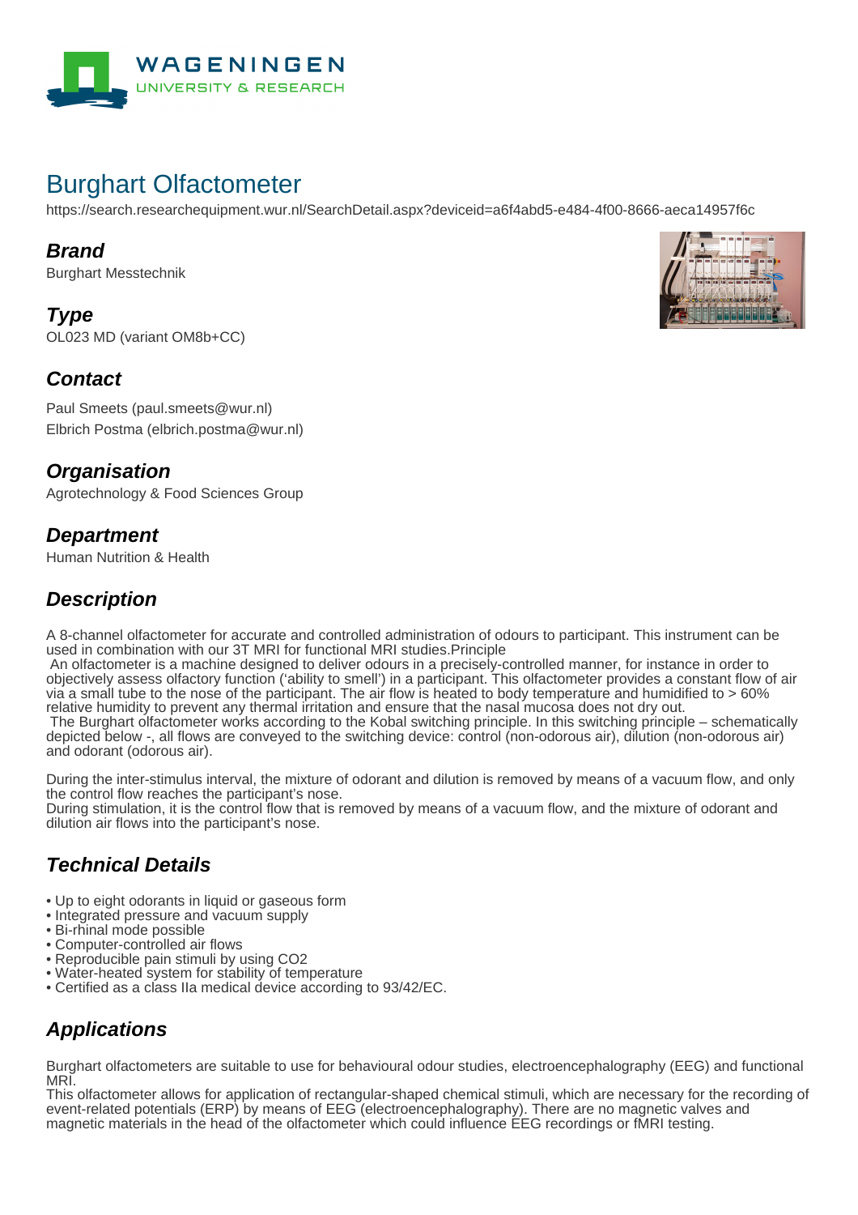WAGENINGEN
UNIVERSITY & RESEARCH

# Burghart Olfactometer

https://search.researchequipment.wur.nl/SearchDetail.aspx?deviceid=a6f4abd5-e484-4f00-8666-aeca14957f6c

## Brand

Burghart Messtechnik

## Type

OL023 MD (variant OM8b+CC)

## Contact

Paul Smeets (paul.smeets@wur.nl)
Elbrich Postma (elbrich.postma@wur.nl)

## Organisation

Agrotechnology & Food Sciences Group

## Department

Human Nutrition & Health

## Description

A 8-channel olfactometer for accurate and controlled administration of odours to participant. This instrument can be used in combination with our 3T MRI for functional MRI studies.Principle
An olfactometer is a machine designed to deliver odours in a precisely-controlled manner, for instance in order to objectively assess olfactory function ('ability to smell') in a participant. This olfactometer provides a constant flow of air via a small tube to the nose of the participant. The air flow is heated to body temperature and humidified to > 60% relative humidity to prevent any thermal irritation and ensure that the nasal mucosa does not dry out.
The Burghart olfactometer works according to the Kobal switching principle. In this switching principle – schematically depicted below -, all flows are conveyed to the switching device: control (non-odorous air), dilution (non-odorous air) and odorant (odorous air).

During the inter-stimulus interval, the mixture of odorant and dilution is removed by means of a vacuum flow, and only the control flow reaches the participant's nose.
During stimulation, it is the control flow that is removed by means of a vacuum flow, and the mixture of odorant and dilution air flows into the participant's nose.

## Technical Details

- Up to eight odorants in liquid or gaseous form
- Integrated pressure and vacuum supply
- Bi-rhinal mode possible
- Computer-controlled air flows
- Reproducible pain stimuli by using $CO_2$
- Water-heated system for stability of temperature
- Certified as a class IIa medical device according to 93/42/EC.

## Applications

Burghart olfactometers are suitable to use for behavioural odour studies, electroencephalography (EEG) and functional MRI.
This olfactometer allows for application of rectangular-shaped chemical stimuli, which are necessary for the recording of event-related potentials (ERP) by means of EEG (electroencephalography). There are no magnetic valves and magnetic materials in the head of the olfactometer which could influence EEG recordings or fMRI testing.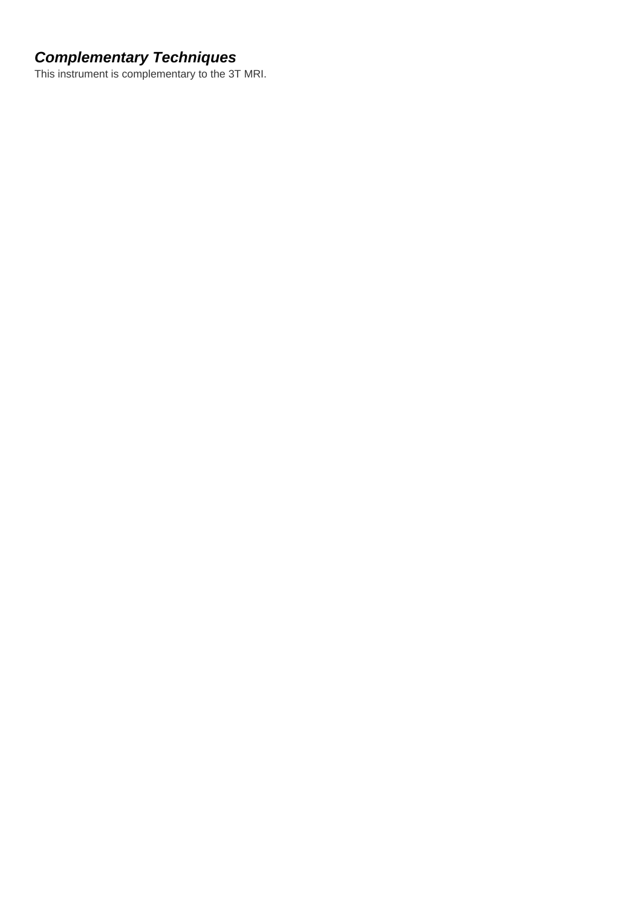### ***Complementary Techniques***

This instrument is complementary to the 3T MRI.